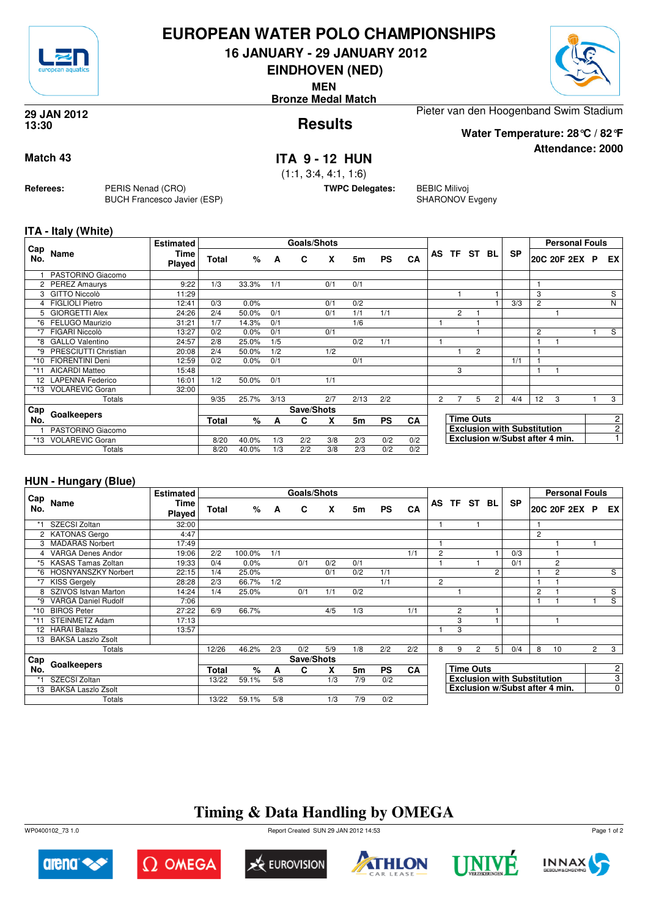# EUROPEAN WATER POLO CHAMPIONSHIPS

## 16 JANUARY - 29 JANUARY 2012

## EINDHOVEN (NED)

**MEN**

**Bronze Medal Match**

**29 JAN 2012**
**13:30**

## Results

Pieter van den Hoogenband Swim Stadium

**Water Temperature: 28℃ / 82℉**

**Attendance: 2000**

**Match 43**

## ITA 9 - 12 HUN

(1:1, 3:4, 4:1, 1:6)

**Referees:** PERIS Nenad (CRO), BUCH Francesco Javier (ESP)

**TWPC Delegates:** BEBIC Milivoj, SHARONOV Evgeny

### ITA - Italy (White)

| Cap No. | Name | Estimated Time Played | Total | % | A | C | X | 5m | PS | CA | AS | TF | ST | BL | SP | 20C | 20F | 2EX | P | EX |
|---|---|---|---|---|---|---|---|---|---|---|---|---|---|---|---|---|---|---|---|---|
| 1 | PASTORINO Giacomo | | | | | | | | | | | | | | | | | | | |
| 2 | PEREZ Amaurys | 9:22 | 1/3 | 33.3% | 1/1 | | 0/1 | 0/1 | | | | | | | | 1 | | | | |
| 3 | GITTO Niccolò | 11:29 | | | | | | | | | | 1 | | 1 | | 3 | | | | S |
| 4 | FIGLIOLI Pietro | 12:41 | 0/3 | 0.0% | | | 0/1 | 0/2 | | | | | | 1 | 3/3 | 2 | | | | N |
| 5 | GIORGETTI Alex | 24:26 | 2/4 | 50.0% | 0/1 | | 0/1 | 1/1 | 1/1 | | | 2 | 1 | | | | 1 | | | |
| *6 | FELUGO Maurizio | 31:21 | 1/7 | 14.3% | 0/1 | | | 1/6 | | | 1 | | 1 | | | | | | | |
| *7 | FIGARI Niccolò | 13:27 | 0/2 | 0.0% | 0/1 | | 0/1 | | | | | | 1 | | | 2 | | | 1 | S |
| *8 | GALLO Valentino | 24:57 | 2/8 | 25.0% | 1/5 | | | 0/2 | 1/1 | | 1 | | | | | 1 | 1 | | | |
| *9 | PRESCIUTTI Christian | 20:08 | 2/4 | 50.0% | 1/2 | | 1/2 | | | | | 1 | 2 | | | 1 | | | | |
| *10 | FIORENTINI Deni | 12:59 | 0/2 | 0.0% | 0/1 | | | 0/1 | | | | | | | 1/1 | 1 | | | | |
| *11 | AICARDI Matteo | 15:48 | | | | | | | | | | 3 | | | | 1 | 1 | | | |
| 12 | LAPENNA Federico | 16:01 | 1/2 | 50.0% | 0/1 | | 1/1 | | | | | | | | | | | | | |
| *13 | VOLAREVIC Goran | 32:00 | | | | | | | | | | | | | | | | | | |
| | Totals | | 9/35 | 25.7% | 3/13 | | 2/7 | 2/13 | 2/2 | | 2 | 7 | 5 | 2 | 4/4 | 12 | 3 | | 1 | 3 |

| Cap No. | Goalkeepers | Total | % | A | C | X | 5m | PS | CA |
|---|---|---|---|---|---|---|---|---|---|
| 1 | PASTORINO Giacomo | | | | | | | | |
| *13 | VOLAREVIC Goran | 8/20 | 40.0% | 1/3 | 2/2 | 3/8 | 2/3 | 0/2 | 0/2 |
| | Totals | 8/20 | 40.0% | 1/3 | 2/2 | 3/8 | 2/3 | 0/2 | 0/2 |

| | |
|---|---|
| Time Outs | 2 |
| Exclusion with Substitution | 2 |
| Exclusion w/Subst after 4 min. | 1 |

### HUN - Hungary (Blue)

| Cap No. | Name | Estimated Time Played | Total | % | A | C | X | 5m | PS | CA | AS | TF | ST | BL | SP | 20C | 20F | 2EX | P | EX |
|---|---|---|---|---|---|---|---|---|---|---|---|---|---|---|---|---|---|---|---|---|
| *1 | SZECSI Zoltan | 32:00 | | | | | | | | | 1 | | 1 | | | 1 | | | | |
| 2 | KATONAS Gergo | 4:47 | | | | | | | | | | | | | | 2 | | | | |
| 3 | MADARAS Norbert | 17:49 | | | | | | | | | 1 | | | | | | 1 | | 1 | |
| 4 | VARGA Denes Andor | 19:06 | 2/2 | 100.0% | 1/1 | | | | | 1/1 | 2 | | | 1 | 0/3 | | 1 | | | |
| *5 | KASAS Tamas Zoltan | 19:33 | 0/4 | 0.0% | | 0/1 | 0/2 | 0/1 | | | 1 | | 1 | | 0/1 | | 2 | | | |
| *6 | HOSNYANSZKY Norbert | 22:15 | 1/4 | 25.0% | | | 0/1 | 0/2 | 1/1 | | | | | 2 | | 1 | 2 | | | S |
| *7 | KISS Gergely | 28:28 | 2/3 | 66.7% | 1/2 | | | | 1/1 | | 2 | | | | | 1 | 1 | | | |
| 8 | SZIVOS Istvan Marton | 14:24 | 1/4 | 25.0% | | 0/1 | 1/1 | 0/2 | | | | 1 | | | | 2 | 1 | | | S |
| *9 | VARGA Daniel Rudolf | 7:06 | | | | | | | | | | | | | | 1 | 1 | | 1 | S |
| *10 | BIROS Peter | 27:22 | 6/9 | 66.7% | | | 4/5 | 1/3 | | 1/1 | | 2 | | 1 | | | | | | |
| *11 | STEINMETZ Adam | 17:13 | | | | | | | | | | 3 | | 1 | | | 1 | | | |
| 12 | HARAI Balazs | 13:57 | | | | | | | | | 1 | 3 | | | | | | | | |
| 13 | BAKSA Laszlo Zsolt | | | | | | | | | | | | | | | | | | | |
| | Totals | | 12/26 | 46.2% | 2/3 | 0/2 | 5/9 | 1/8 | 2/2 | 2/2 | 8 | 9 | 2 | 5 | 0/4 | 8 | 10 | | 2 | 3 |

| Cap No. | Goalkeepers | Total | % | A | C | X | 5m | PS | CA |
|---|---|---|---|---|---|---|---|---|---|
| *1 | SZECSI Zoltan | 13/22 | 59.1% | 5/8 | | 1/3 | 7/9 | 0/2 | |
| 13 | BAKSA Laszlo Zsolt | | | | | | | | |
| | Totals | 13/22 | 59.1% | 5/8 | | 1/3 | 7/9 | 0/2 | |

| | |
|---|---|
| Time Outs | 2 |
| Exclusion with Substitution | 3 |
| Exclusion w/Subst after 4 min. | 0 |

## Timing & Data Handling by OMEGA

WP0400102_73 1.0 Report Created SUN 29 JAN 2012 14:53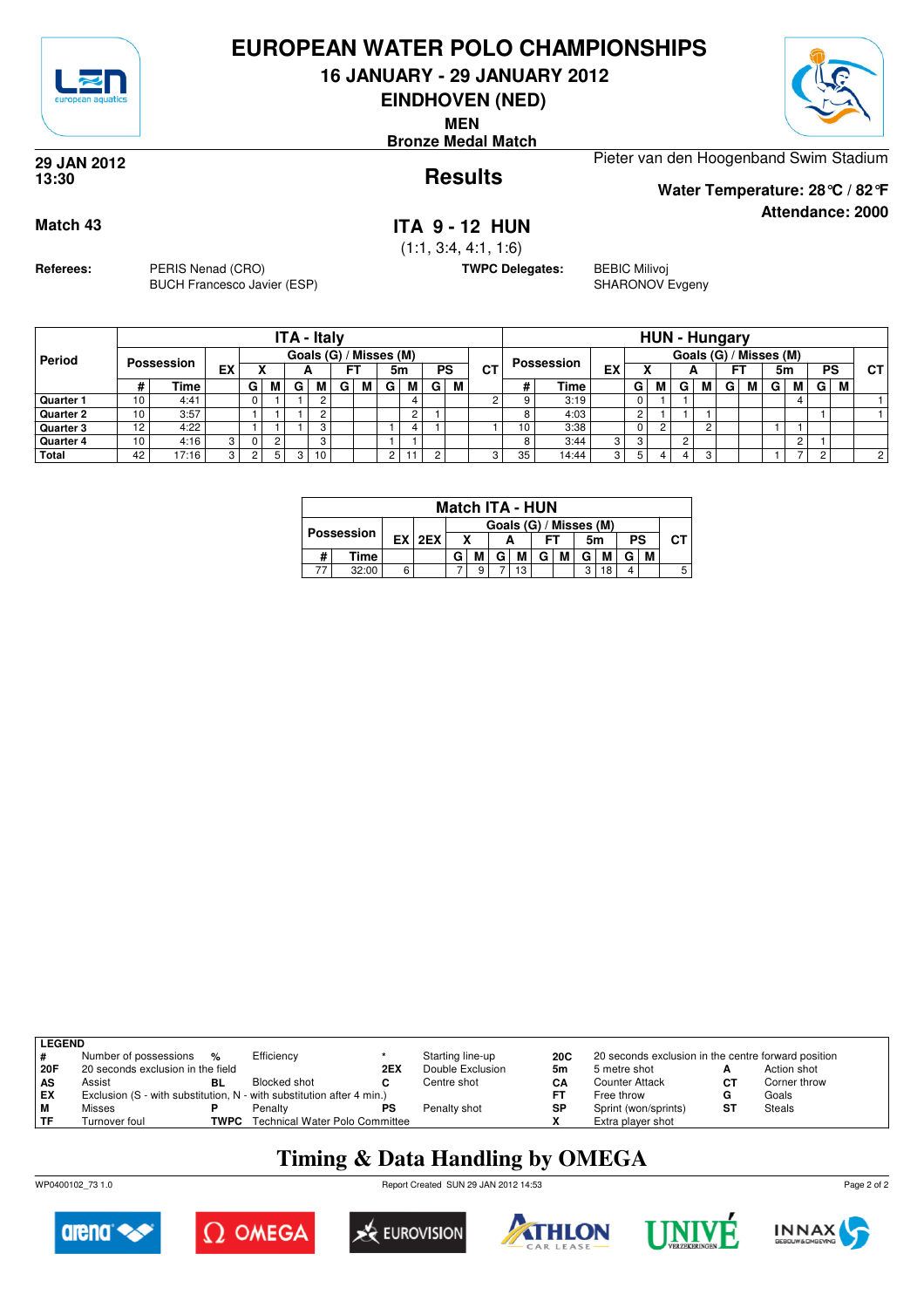# EUROPEAN WATER POLO CHAMPIONSHIPS

## 16 JANUARY - 29 JANUARY 2012

## EINDHOVEN (NED)

**MEN**

**Bronze Medal Match**

**29 JAN 2012**
**13:30**

Pieter van den Hoogenband Swim Stadium

## Results

**Water Temperature: 28°C / 82°F**

**Attendance: 2000**

**Match 43**

## ITA 9 - 12 HUN

(1:1, 3:4, 4:1, 1:6)

**Referees:** PERIS Nenad (CRO), BUCH Francesco Javier (ESP)

**TWPC Delegates:** BEBIC Milivoj, SHARONOV Evgeny

| Period | ITA - Italy | | | | | | | | | | | | | | HUN - Hungary | | | | | | | | | | | | | |
|---|---|---|---|---|---|---|---|---|---|---|---|---|---|---|---|---|---|---|---|---|---|---|---|---|---|---|---|---|
| | Possession | | EX | Goals (G) / Misses (M) | | | | | | | | | | CT | Possession | | EX | Goals (G) / Misses (M) | | | | | | | | | | CT |
| | | | | X | | A | | FT | | 5m | | PS | | | | | | X | | A | | FT | | 5m | | PS | | |
| | # | Time | | G | M | G | M | G | M | G | M | G | M | | # | Time | | G | M | G | M | G | M | G | M | G | M | |
| Quarter 1 | 10 | 4:41 | | 0 | 1 | 1 | 2 | | | | 4 | | | 2 | 9 | 3:19 | | 0 | 1 | 1 | | | | | 4 | | | 1 |
| Quarter 2 | 10 | 3:57 | | 1 | 1 | 1 | 2 | | | | 2 | 1 | | | 8 | 4:03 | | 2 | 1 | 1 | 1 | | | | | 1 | | 1 |
| Quarter 3 | 12 | 4:22 | | 1 | 1 | 1 | 3 | | | 1 | 4 | 1 | | 1 | 10 | 3:38 | | 0 | 2 | | 2 | | | 1 | 1 | | | |
| Quarter 4 | 10 | 4:16 | 3 | 0 | 2 | | 3 | | | 1 | 1 | | | | 8 | 3:44 | 3 | 3 | | 2 | | | | | 2 | 1 | | |
| Total | 42 | 17:16 | 3 | 2 | 5 | 3 | 10 | | | 2 | 11 | 2 | | 3 | 35 | 14:44 | 3 | 5 | 4 | 4 | 3 | | | 1 | 7 | 2 | | 2 |

| Match ITA - HUN | | | | | | | | | | | | | | |
|---|---|---|---|---|---|---|---|---|---|---|---|---|---|---|
| Possession | | EX | 2EX | Goals (G) / Misses (M) | | | | | | | | | | CT |
| | | | | X | | A | | FT | | 5m | | PS | | |
| # | Time | | | G | M | G | M | G | M | G | M | G | M | |
| 77 | 32:00 | 6 | | 7 | 9 | 7 | 13 | | | 3 | 18 | 4 | | 5 |

| LEGEND | | | | | | | |
|---|---|---|---|---|---|---|---|
| # | Number of possessions | % | Efficiency | * | Starting line-up | 20C | 20 seconds exclusion in the centre forward position |
| 20F | 20 seconds exclusion in the field | | | 2EX | Double Exclusion | 5m | 5 metre shot |
| AS | Assist | BL | Blocked shot | C | Centre shot | CA | Counter Attack |
| EX | Exclusion (S - with substitution, N - with substitution after 4 min.) | | | | | FT | Free throw |
| M | Misses | P | Penalty | PS | Penalty shot | SP | Sprint (won/sprints) |
| TF | Turnover foul | TWPC | Technical Water Polo Committee | | | X | Extra player shot |
| A | Action shot | CT | Corner throw | G | Goals | ST | Steals |

## Timing & Data Handling by OMEGA

WP0400102_73 1.0 Report Created SUN 29 JAN 2012 14:53